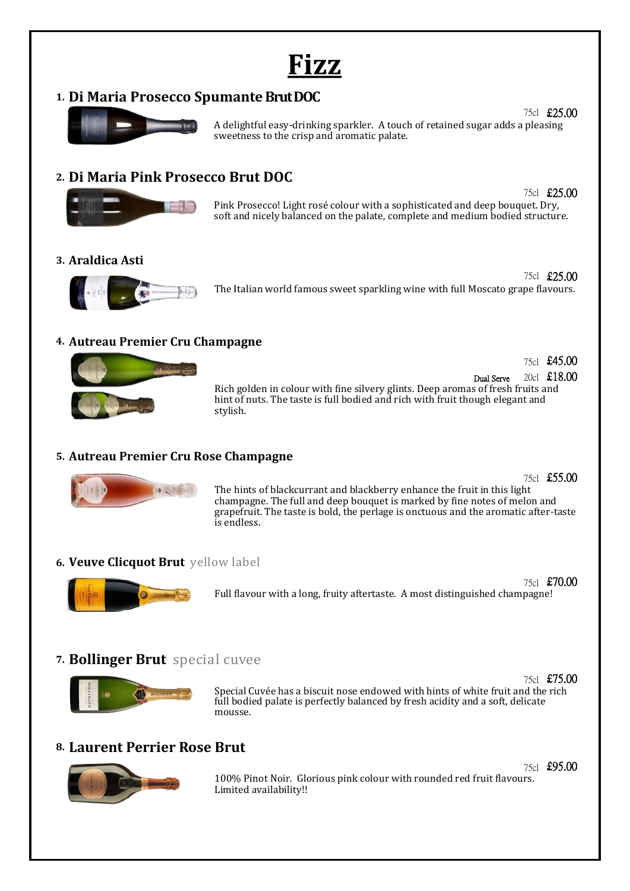# Fizz

## 1. Di Maria Prosecco Spumante Brut DOC

75cl £25.00

A delightful easy-drinking sparkler. A touch of retained sugar adds a pleasing sweetness to the crisp and aromatic palate.

## 2. Di Maria Pink Prosecco Brut DOC

75cl £25.00

Pink Prosecco! Light rosé colour with a sophisticated and deep bouquet. Dry, soft and nicely balanced on the palate, complete and medium bodied structure.

## 3. Araldica Asti

75cl £25.00

The Italian world famous sweet sparkling wine with full Moscato grape flavours.

## 4. Autreau Premier Cru Champagne

75cl £45.00

Dual Serve 20cl £18.00

Rich golden in colour with fine silvery glints. Deep aromas of fresh fruits and hint of nuts. The taste is full bodied and rich with fruit though elegant and stylish.

## 5. Autreau Premier Cru Rose Champagne

75cl £55.00

The hints of blackcurrant and blackberry enhance the fruit in this light champagne. The full and deep bouquet is marked by fine notes of melon and grapefruit. The taste is bold, the perlage is onctuous and the aromatic after-taste is endless.

## 6. Veuve Clicquot Brut yellow label

75cl £70.00

Full flavour with a long, fruity aftertaste. A most distinguished champagne!

## 7. Bollinger Brut special cuvee

75cl £75.00

Special Cuvée has a biscuit nose endowed with hints of white fruit and the rich full bodied palate is perfectly balanced by fresh acidity and a soft, delicate mousse.

## 8. Laurent Perrier Rose Brut

75cl £95.00

100% Pinot Noir. Glorious pink colour with rounded red fruit flavours. Limited availability!!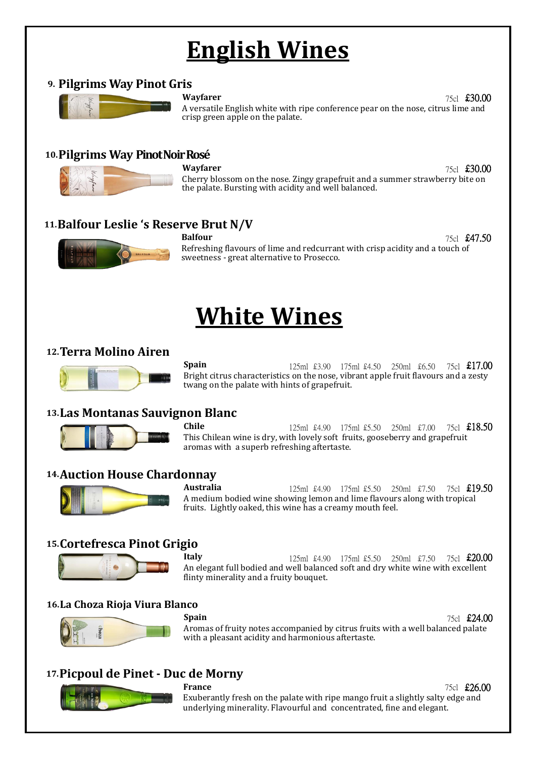# English Wines

## 9. Pilgrims Way Pinot Gris

**Wayfarer** 75cl £30.00

A versatile English white with ripe conference pear on the nose, citrus lime and crisp green apple on the palate.

## 10. Pilgrims Way Pinot Noir Rosé

**Wayfarer** 75cl £30.00

Cherry blossom on the nose. Zingy grapefruit and a summer strawberry bite on the palate. Bursting with acidity and well balanced.

## 11. Balfour Leslie 's Reserve Brut N/V

**Balfour** 75cl £47.50

Refreshing flavours of lime and redcurrant with crisp acidity and a touch of sweetness - great alternative to Prosecco.

# White Wines

## 12. Terra Molino Airen

**Spain** 125ml £3.90 175ml £4.50 250ml £6.50 75cl £17.00

Bright citrus characteristics on the nose, vibrant apple fruit flavours and a zesty twang on the palate with hints of grapefruit.

## 13. Las Montanas Sauvignon Blanc

**Chile** 125ml £4.90 175ml £5.50 250ml £7.00 75cl £18.50

This Chilean wine is dry, with lovely soft fruits, gooseberry and grapefruit aromas with a superb refreshing aftertaste.

## 14. Auction House Chardonnay

**Australia** 125ml £4.90 175ml £5.50 250ml £7.50 75cl £19.50

A medium bodied wine showing lemon and lime flavours along with tropical fruits. Lightly oaked, this wine has a creamy mouth feel.

## 15. Cortefresca Pinot Grigio

**Italy** 125ml £4.90 175ml £5.50 250ml £7.50 75cl £20.00

An elegant full bodied and well balanced soft and dry white wine with excellent flinty minerality and a fruity bouquet.

## 16. La Choza Rioja Viura Blanco

**Spain** 75cl £24.00

Aromas of fruity notes accompanied by citrus fruits with a well balanced palate with a pleasant acidity and harmonious aftertaste.

## 17. Picpoul de Pinet - Duc de Morny

**France** 75cl £26.00

Exuberantly fresh on the palate with ripe mango fruit a slightly salty edge and underlying minerality. Flavourful and concentrated, fine and elegant.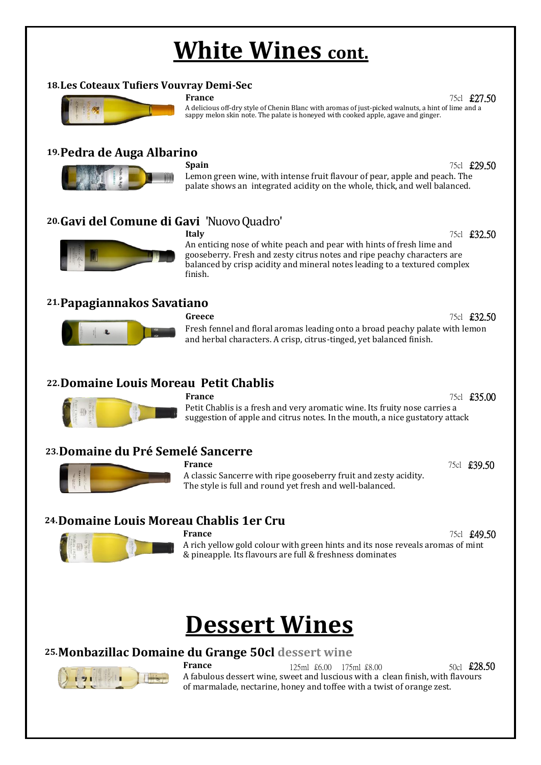# White Wines cont.

### 18. Les Coteaux Tufiers Vouvray Demi-Sec

**France** 75cl £27.50

A delicious off-dry style of Chenin Blanc with aromas of just-picked walnuts, a hint of lime and a sappy melon skin note. The palate is honeyed with cooked apple, agave and ginger.

### 19. Pedra de Auga Albarino

**Spain** 75cl £29.50

Lemon green wine, with intense fruit flavour of pear, apple and peach. The palate shows an integrated acidity on the whole, thick, and well balanced.

### 20. Gavi del Comune di Gavi 'Nuovo Quadro'

**Italy** 75cl £32.50

An enticing nose of white peach and pear with hints of fresh lime and gooseberry. Fresh and zesty citrus notes and ripe peachy characters are balanced by crisp acidity and mineral notes leading to a textured complex finish.

### 21. Papagiannakos Savatiano

**Greece** 75cl £32.50

Fresh fennel and floral aromas leading onto a broad peachy palate with lemon and herbal characters. A crisp, citrus-tinged, yet balanced finish.

### 22. Domaine Louis Moreau Petit Chablis

**France** 75cl £35.00

Petit Chablis is a fresh and very aromatic wine. Its fruity nose carries a suggestion of apple and citrus notes. In the mouth, a nice gustatory attack

### 23. Domaine du Pré Semelé Sancerre

**France** 75cl £39.50

A classic Sancerre with ripe gooseberry fruit and zesty acidity. The style is full and round yet fresh and well-balanced.

### 24. Domaine Louis Moreau Chablis 1er Cru

**France** 75cl £49.50

A rich yellow gold colour with green hints and its nose reveals aromas of mint & pineapple. Its flavours are full & freshness dominates

# Dessert Wines

### 25. Monbazillac Domaine du Grange 50cl dessert wine

**France** 125ml £6.00 175ml £8.00 50cl £28.50

A fabulous dessert wine, sweet and luscious with a clean finish, with flavours of marmalade, nectarine, honey and toffee with a twist of orange zest.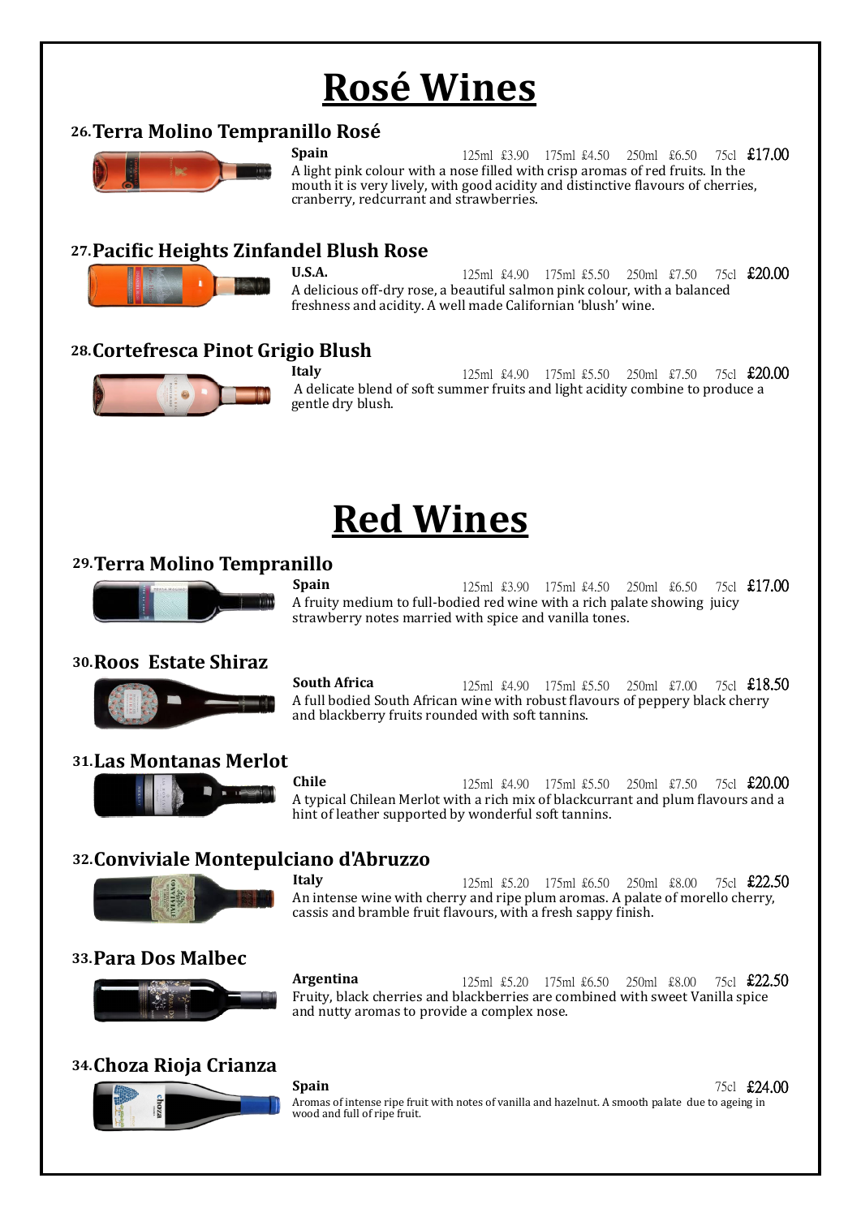# Rosé Wines

### 26. Terra Molino Tempranillo Rosé

**Spain** 125ml £3.90 175ml £4.50 250ml £6.50 75cl **£17.00**

A light pink colour with a nose filled with crisp aromas of red fruits. In the mouth it is very lively, with good acidity and distinctive flavours of cherries, cranberry, redcurrant and strawberries.

### 27. Pacific Heights Zinfandel Blush Rose

**U.S.A.** 125ml £4.90 175ml £5.50 250ml £7.50 75cl **£20.00**

A delicious off-dry rose, a beautiful salmon pink colour, with a balanced freshness and acidity. A well made Californian 'blush' wine.

### 28. Cortefresca Pinot Grigio Blush

**Italy** 125ml £4.90 175ml £5.50 250ml £7.50 75cl **£20.00**

A delicate blend of soft summer fruits and light acidity combine to produce a gentle dry blush.

# Red Wines

### 29. Terra Molino Tempranillo

**Spain** 125ml £3.90 175ml £4.50 250ml £6.50 75cl **£17.00**

A fruity medium to full-bodied red wine with a rich palate showing juicy strawberry notes married with spice and vanilla tones.

### 30. Roos Estate Shiraz

**South Africa** 125ml £4.90 175ml £5.50 250ml £7.00 75cl **£18.50**

A full bodied South African wine with robust flavours of peppery black cherry and blackberry fruits rounded with soft tannins.

### 31. Las Montanas Merlot

**Chile** 125ml £4.90 175ml £5.50 250ml £7.50 75cl **£20.00**

A typical Chilean Merlot with a rich mix of blackcurrant and plum flavours and a hint of leather supported by wonderful soft tannins.

### 32. Conviviale Montepulciano d'Abruzzo

**Italy** 125ml £5.20 175ml £6.50 250ml £8.00 75cl **£22.50**

An intense wine with cherry and ripe plum aromas. A palate of morello cherry, cassis and bramble fruit flavours, with a fresh sappy finish.

### 33. Para Dos Malbec

**Argentina** 125ml £5.20 175ml £6.50 250ml £8.00 75cl **£22.50**

Fruity, black cherries and blackberries are combined with sweet Vanilla spice and nutty aromas to provide a complex nose.

### 34. Choza Rioja Crianza

**Spain** 75cl **£24.00**

Aromas of intense ripe fruit with notes of vanilla and hazelnut. A smooth palate due to ageing in wood and full of ripe fruit.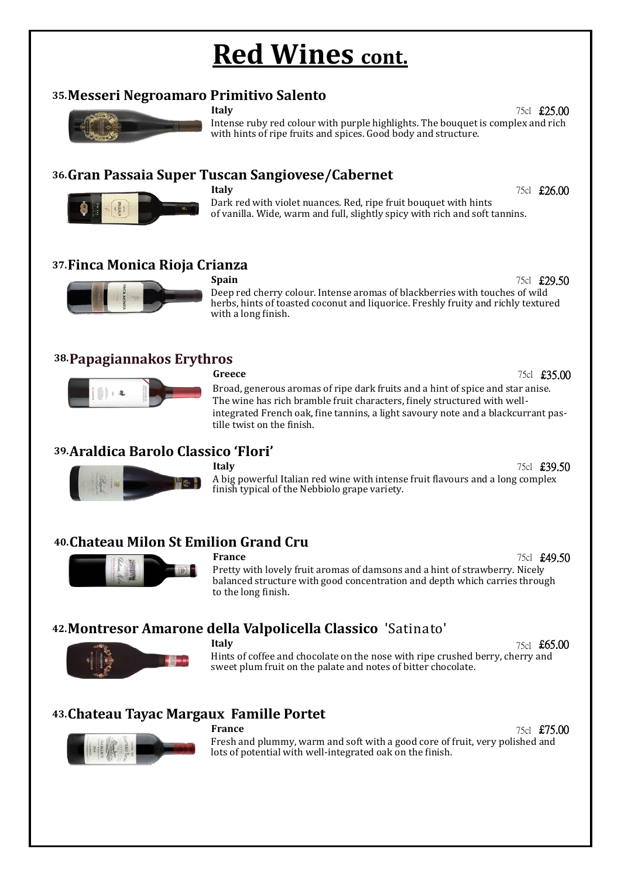# Red Wines cont.

## 35. Messeri Negroamaro Primitivo Salento

**Italy** 75cl £25.00

Intense ruby red colour with purple highlights. The bouquet is complex and rich with hints of ripe fruits and spices. Good body and structure.

## 36. Gran Passaia Super Tuscan Sangiovese/Cabernet

**Italy** 75cl £26.00

Dark red with violet nuances. Red, ripe fruit bouquet with hints of vanilla. Wide, warm and full, slightly spicy with rich and soft tannins.

## 37. Finca Monica Rioja Crianza

**Spain** 75cl £29.50

Deep red cherry colour. Intense aromas of blackberries with touches of wild herbs, hints of toasted coconut and liquorice. Freshly fruity and richly textured with a long finish.

## 38. Papagiannakos Erythros

**Greece** 75cl £35.00

Broad, generous aromas of ripe dark fruits and a hint of spice and star anise. The wine has rich bramble fruit characters, finely structured with well-integrated French oak, fine tannins, a light savoury note and a blackcurrant pastille twist on the finish.

## 39. Araldica Barolo Classico 'Flori'

**Italy** 75cl £39.50

A big powerful Italian red wine with intense fruit flavours and a long complex finish typical of the Nebbiolo grape variety.

## 40. Chateau Milon St Emilion Grand Cru

**France** 75cl £49.50

Pretty with lovely fruit aromas of damsons and a hint of strawberry. Nicely balanced structure with good concentration and depth which carries through to the long finish.

## 42. Montresor Amarone della Valpolicella Classico 'Satinato'

**Italy** 75cl £65.00

Hints of coffee and chocolate on the nose with ripe crushed berry, cherry and sweet plum fruit on the palate and notes of bitter chocolate.

## 43. Chateau Tayac Margaux Famille Portet

**France** 75cl £75.00

Fresh and plummy, warm and soft with a good core of fruit, very polished and lots of potential with well-integrated oak on the finish.